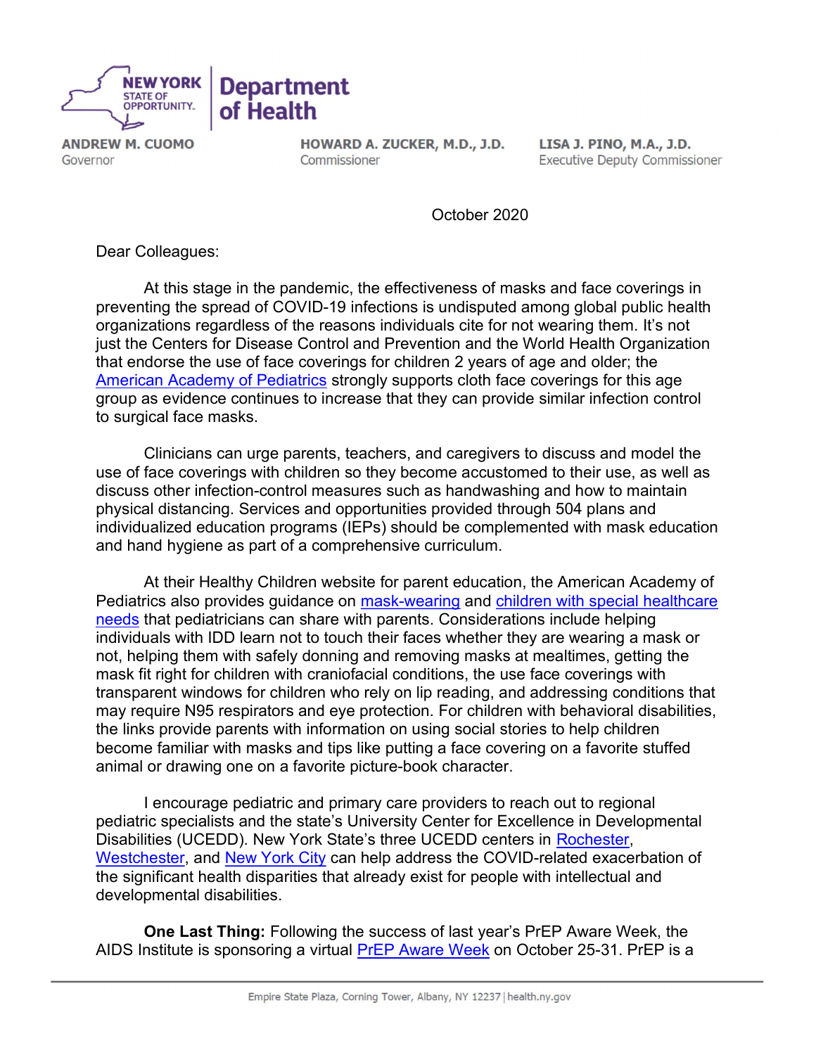**NEW YORK STATE OF OPPORTUNITY** | **Department of Health**

**ANDREW M. CUOMO**
Governor

**HOWARD A. ZUCKER, M.D., J.D.**
Commissioner

**LISA J. PINO, M.A., J.D.**
Executive Deputy Commissioner

October 2020

Dear Colleagues:

At this stage in the pandemic, the effectiveness of masks and face coverings in preventing the spread of COVID-19 infections is undisputed among global public health organizations regardless of the reasons individuals cite for not wearing them. It's not just the Centers for Disease Control and Prevention and the World Health Organization that endorse the use of face coverings for children 2 years of age and older; the American Academy of Pediatrics strongly supports cloth face coverings for this age group as evidence continues to increase that they can provide similar infection control to surgical face masks.

Clinicians can urge parents, teachers, and caregivers to discuss and model the use of face coverings with children so they become accustomed to their use, as well as discuss other infection-control measures such as handwashing and how to maintain physical distancing. Services and opportunities provided through 504 plans and individualized education programs (IEPs) should be complemented with mask education and hand hygiene as part of a comprehensive curriculum.

At their Healthy Children website for parent education, the American Academy of Pediatrics also provides guidance on mask-wearing and children with special healthcare needs that pediatricians can share with parents. Considerations include helping individuals with IDD learn not to touch their faces whether they are wearing a mask or not, helping them with safely donning and removing masks at mealtimes, getting the mask fit right for children with craniofacial conditions, the use face coverings with transparent windows for children who rely on lip reading, and addressing conditions that may require N95 respirators and eye protection. For children with behavioral disabilities, the links provide parents with information on using social stories to help children become familiar with masks and tips like putting a face covering on a favorite stuffed animal or drawing one on a favorite picture-book character.

I encourage pediatric and primary care providers to reach out to regional pediatric specialists and the state's University Center for Excellence in Developmental Disabilities (UCEDD). New York State's three UCEDD centers in Rochester, Westchester, and New York City can help address the COVID-related exacerbation of the significant health disparities that already exist for people with intellectual and developmental disabilities.

**One Last Thing:** Following the success of last year's PrEP Aware Week, the AIDS Institute is sponsoring a virtual PrEP Aware Week on October 25-31. PrEP is a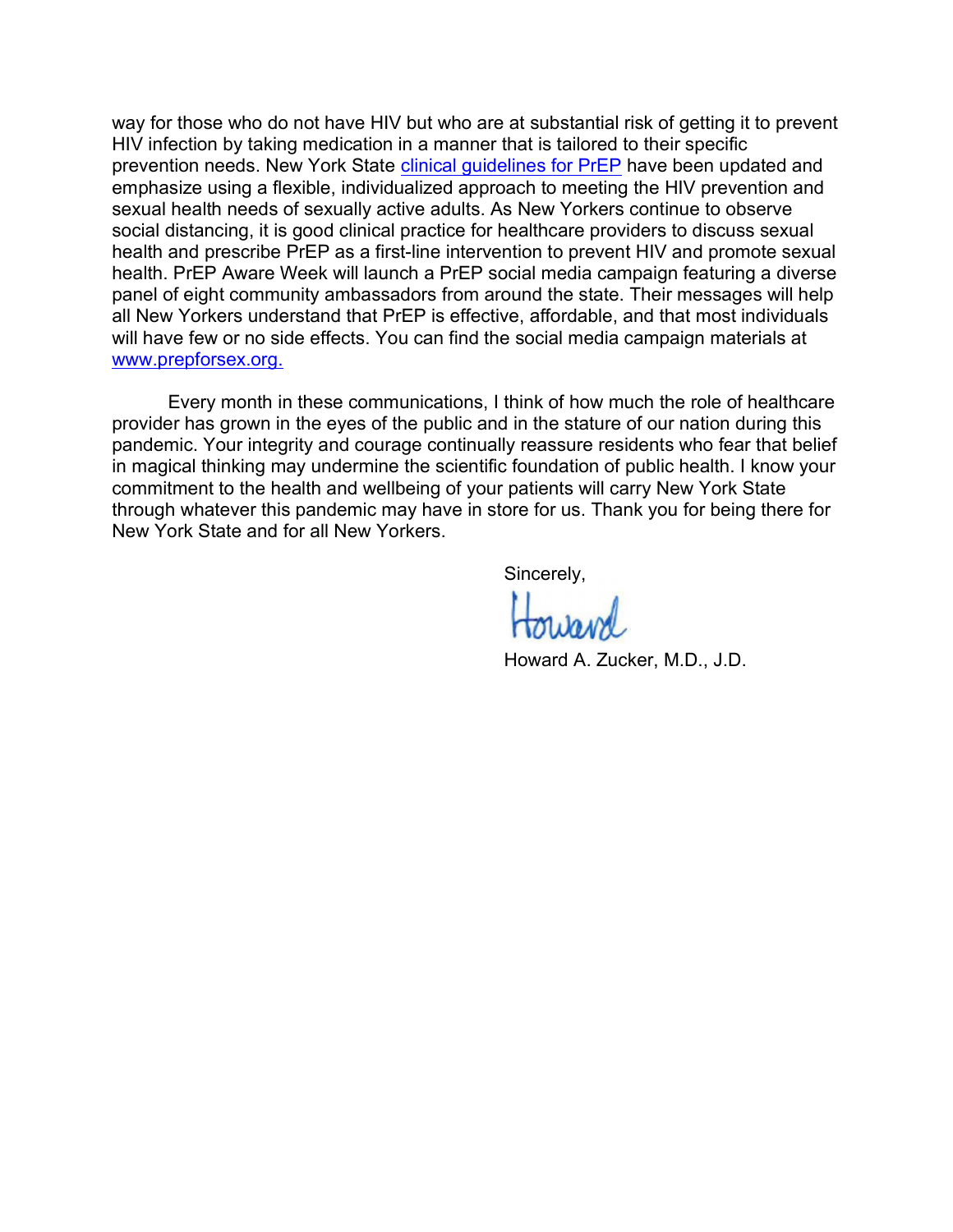way for those who do not have HIV but who are at substantial risk of getting it to prevent HIV infection by taking medication in a manner that is tailored to their specific prevention needs. New York State [clinical guidelines for PrEP]() have been updated and emphasize using a flexible, individualized approach to meeting the HIV prevention and sexual health needs of sexually active adults. As New Yorkers continue to observe social distancing, it is good clinical practice for healthcare providers to discuss sexual health and prescribe PrEP as a first-line intervention to prevent HIV and promote sexual health. PrEP Aware Week will launch a PrEP social media campaign featuring a diverse panel of eight community ambassadors from around the state. Their messages will help all New Yorkers understand that PrEP is effective, affordable, and that most individuals will have few or no side effects. You can find the social media campaign materials at [www.prepforsex.org.](http://www.prepforsex.org)

Every month in these communications, I think of how much the role of healthcare provider has grown in the eyes of the public and in the stature of our nation during this pandemic. Your integrity and courage continually reassure residents who fear that belief in magical thinking may undermine the scientific foundation of public health. I know your commitment to the health and wellbeing of your patients will carry New York State through whatever this pandemic may have in store for us. Thank you for being there for New York State and for all New Yorkers.

Sincerely,

Howard

Howard A. Zucker, M.D., J.D.